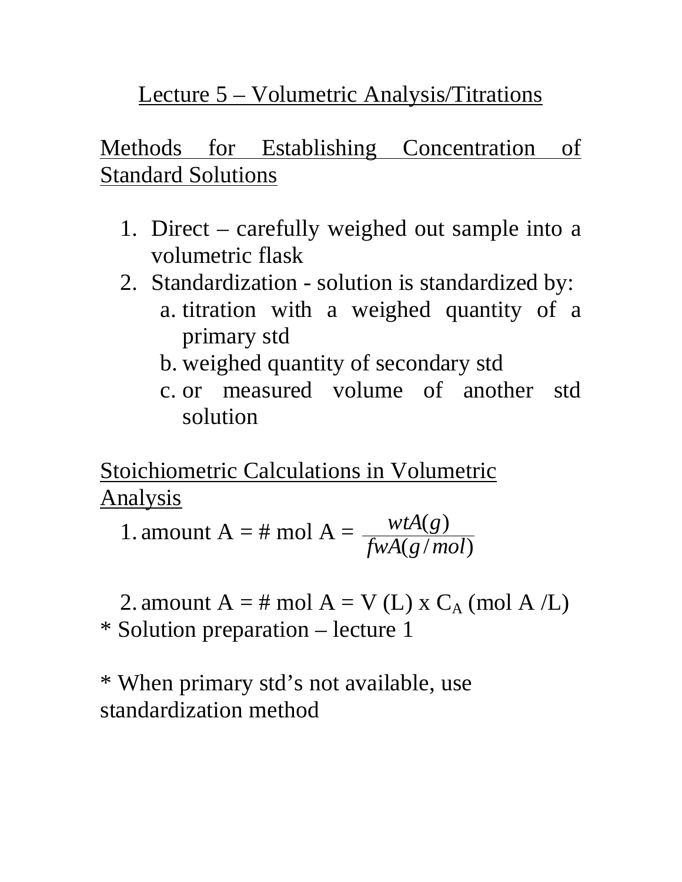# Lecture 5 – Volumetric Analysis/Titrations

## Methods for Establishing Concentration of Standard Solutions

1. Direct – carefully weighed out sample into a volumetric flask
2. Standardization - solution is standardized by:
   a. titration with a weighed quantity of a primary std
   b. weighed quantity of secondary std
   c. or measured volume of another std solution

## Stoichiometric Calculations in Volumetric Analysis

1. amount A = # mol A = $\frac{wtA(g)}{fwA(g/mol)}$

2. amount A = # mol A = V (L) x $C_A$ (mol A /L)

* Solution preparation – lecture 1

* When primary std's not available, use standardization method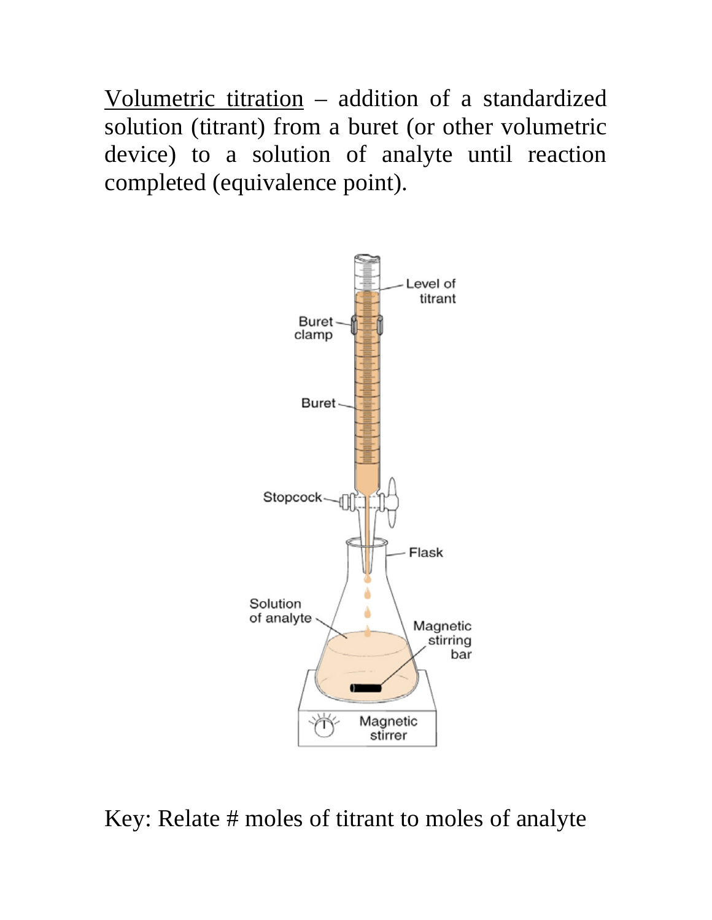<u>Volumetric titration</u> – addition of a standardized solution (titrant) from a buret (or other volumetric device) to a solution of analyte until reaction completed (equivalence point).

Key: Relate # moles of titrant to moles of analyte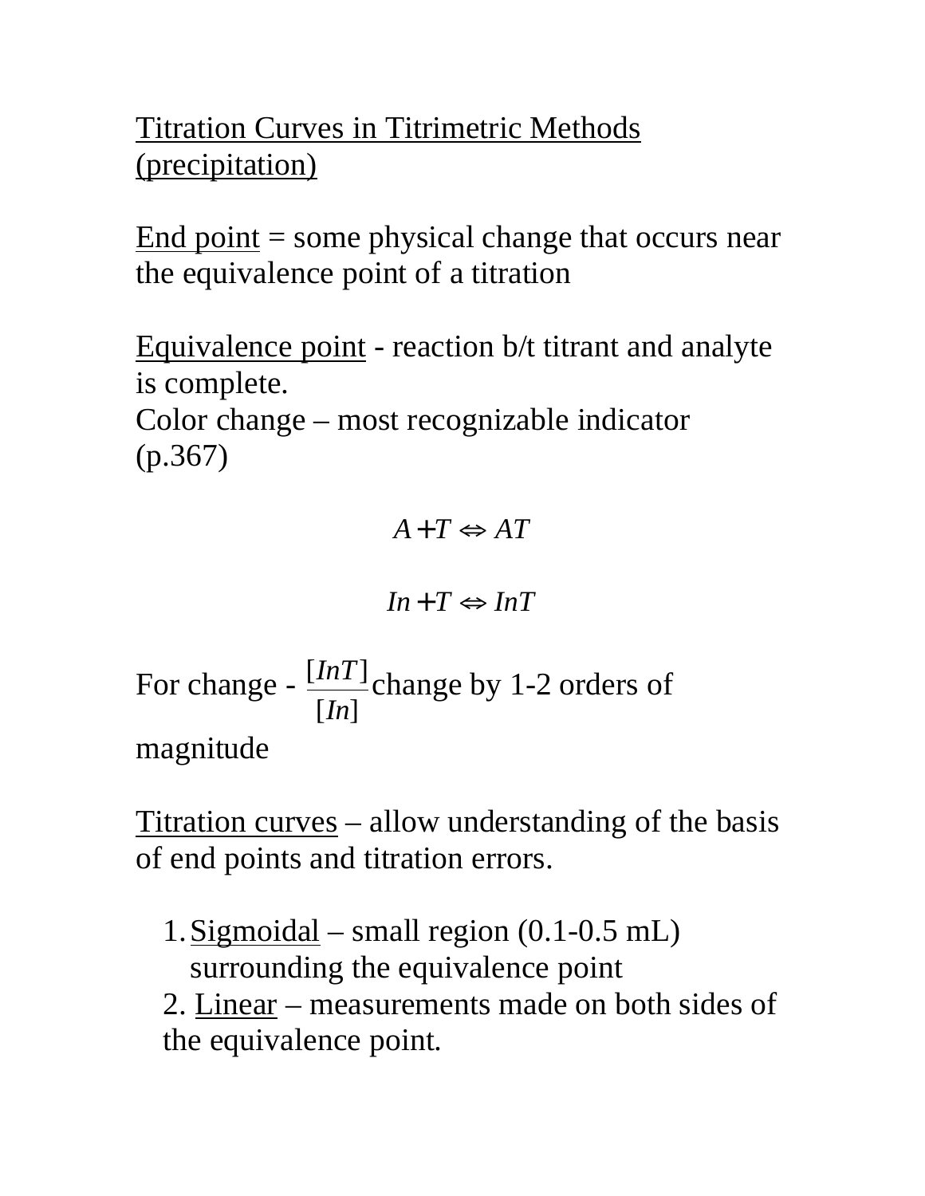Titration Curves in Titrimetric Methods (precipitation)

End point = some physical change that occurs near the equivalence point of a titration

Equivalence point - reaction b/t titrant and analyte is complete.
Color change – most recognizable indicator (p.367)

$$A + T \Leftrightarrow AT$$

$$In + T \Leftrightarrow InT$$

For change - $\frac{[InT]}{[In]}$ change by 1-2 orders of magnitude

Titration curves – allow understanding of the basis of end points and titration errors.

1. Sigmoidal – small region (0.1-0.5 mL) surrounding the equivalence point
2. Linear – measurements made on both sides of the equivalence point.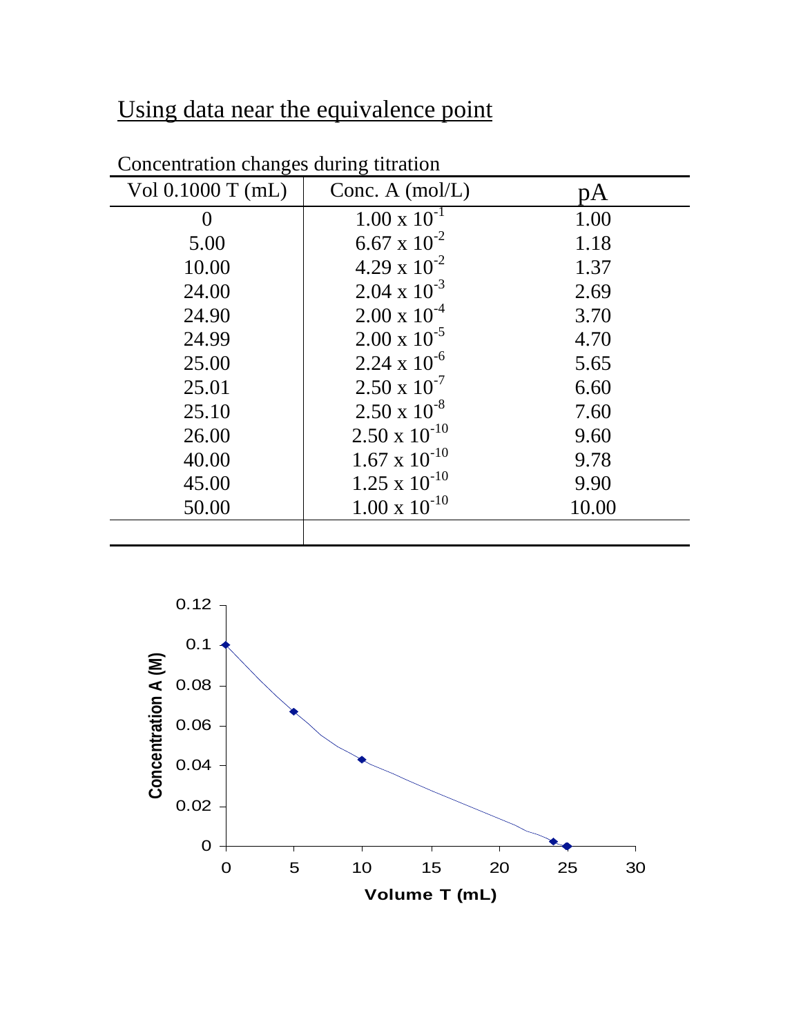# Using data near the equivalence point

Concentration changes during titration

| Vol 0.1000 T (mL) | Conc. A (mol/L) | pA |
|---|---|---|
| 0 | $1.00 \times 10^{-1}$ | 1.00 |
| 5.00 | $6.67 \times 10^{-2}$ | 1.18 |
| 10.00 | $4.29 \times 10^{-2}$ | 1.37 |
| 24.00 | $2.04 \times 10^{-3}$ | 2.69 |
| 24.90 | $2.00 \times 10^{-4}$ | 3.70 |
| 24.99 | $2.00 \times 10^{-5}$ | 4.70 |
| 25.00 | $2.24 \times 10^{-6}$ | 5.65 |
| 25.01 | $2.50 \times 10^{-7}$ | 6.60 |
| 25.10 | $2.50 \times 10^{-8}$ | 7.60 |
| 26.00 | $2.50 \times 10^{-10}$ | 9.60 |
| 40.00 | $1.67 \times 10^{-10}$ | 9.78 |
| 45.00 | $1.25 \times 10^{-10}$ | 9.90 |
| 50.00 | $1.00 \times 10^{-10}$ | 10.00 |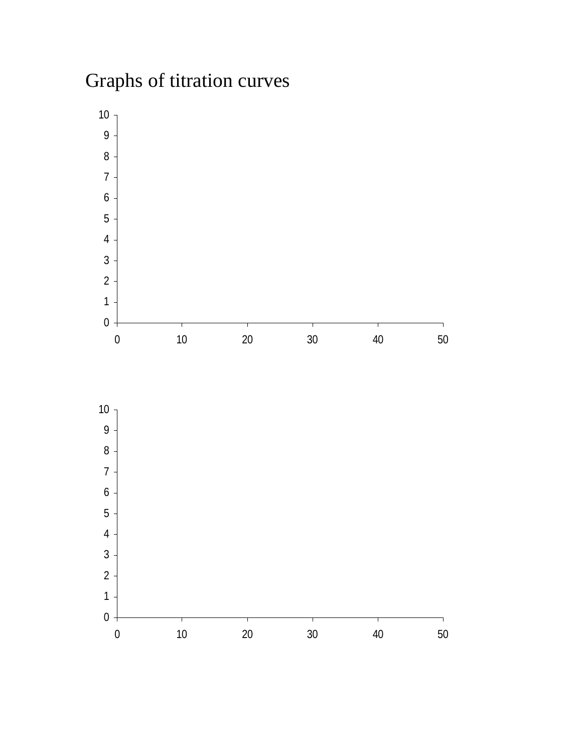# Graphs of titration curves

10
9
8
7
6
5
4
3
2
1
0

0 10 20 30 40 50

10
9
8
7
6
5
4
3
2
1
0

0 10 20 30 40 50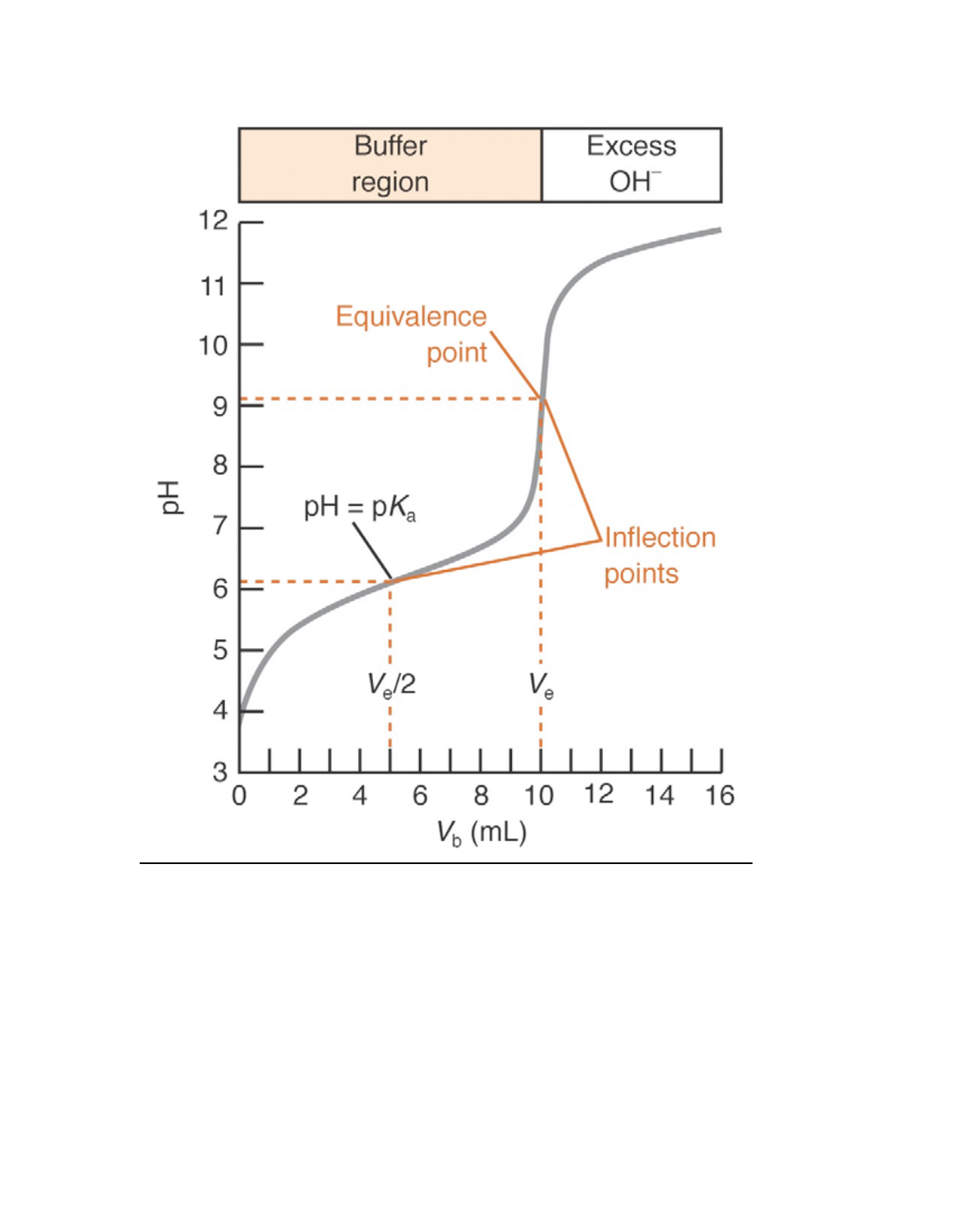Buffer region | Excess $OH^-$

Equivalence point

Inflection points

$pH = pK_a$

$V_e/2$

$V_e$

pH

$V_b$ (mL)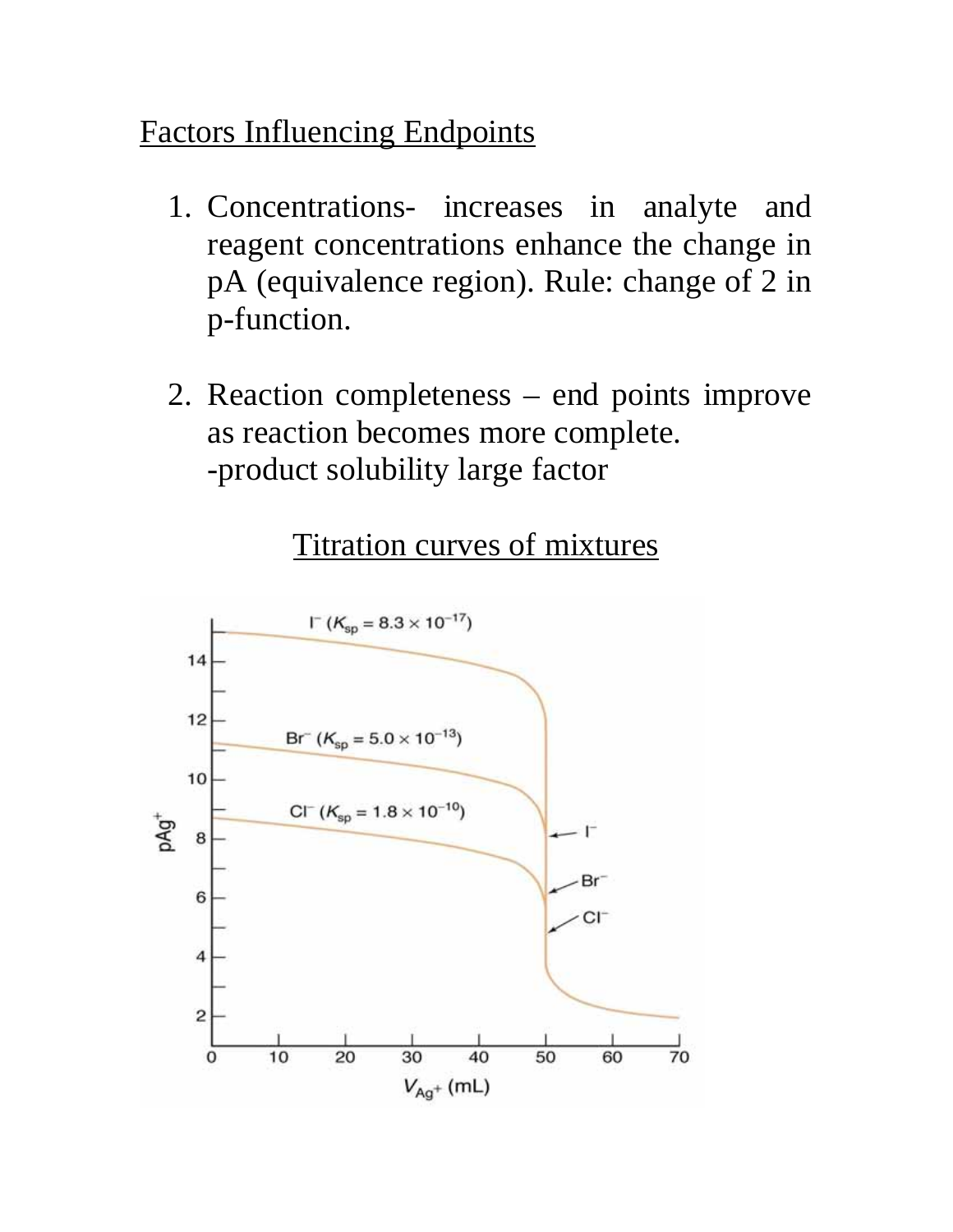## Factors Influencing Endpoints

1. Concentrations- increases in analyte and reagent concentrations enhance the change in pA (equivalence region). Rule: change of 2 in p-function.

2. Reaction completeness – end points improve as reaction becomes more complete.
   -product solubility large factor

## Titration curves of mixtures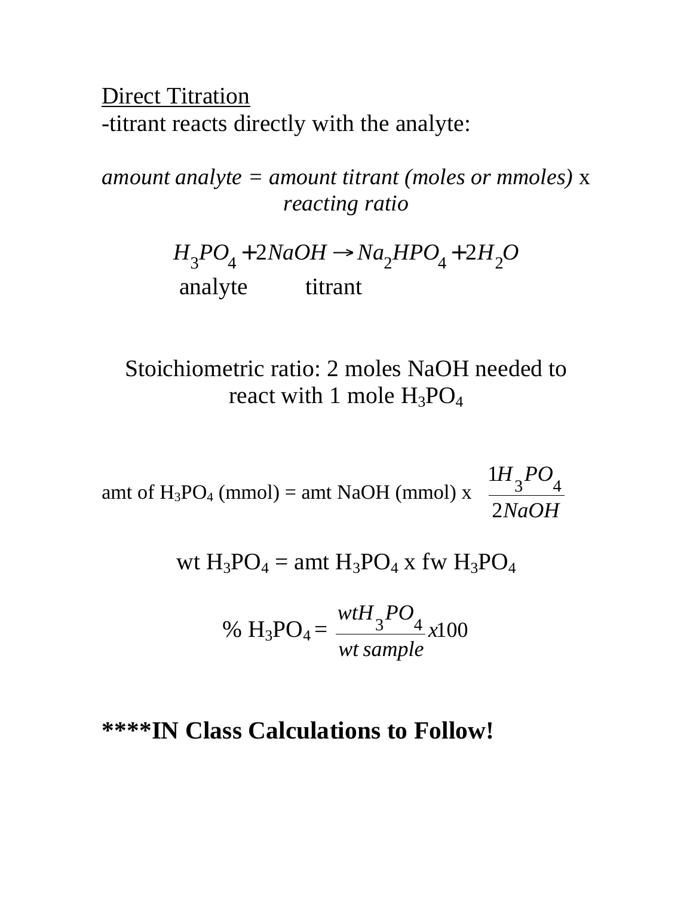<u>Direct Titration</u>

-titrant reacts directly with the analyte:

*amount analyte = amount titrant (moles or mmoles)* x *reacting ratio*

$$H_3PO_4 + 2NaOH \rightarrow Na_2HPO_4 + 2H_2O$$

analyte titrant

Stoichiometric ratio: 2 moles NaOH needed to react with 1 mole $H_3PO_4$

amt of $H_3PO_4$ (mmol) = amt NaOH (mmol) x $\frac{1H_3PO_4}{2NaOH}$

wt $H_3PO_4$ = amt $H_3PO_4$ x fw $H_3PO_4$

$$\% \ H_3PO_4 = \frac{wtH_3PO_4}{wt \ sample} x100$$

**\*\*\*\*IN Class Calculations to Follow!**